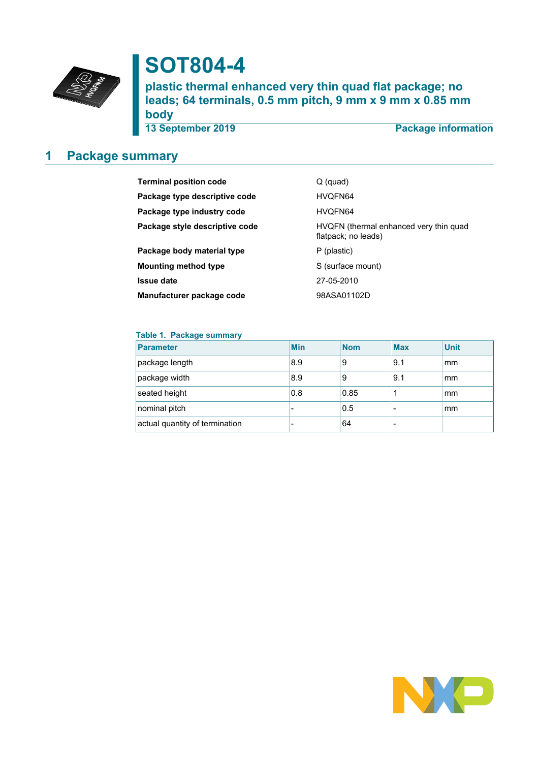# SOT804-4

## plastic thermal enhanced very thin quad flat package; no leads; 64 terminals, 0.5 mm pitch, 9 mm x 9 mm x 0.85 mm body

**13 September 2019** **Package information**

## 1 Package summary

| | |
|---|---|
| **Terminal position code** | Q (quad) |
| **Package type descriptive code** | HVQFN64 |
| **Package type industry code** | HVQFN64 |
| **Package style descriptive code** | HVQFN (thermal enhanced very thin quad flatpack; no leads) |
| **Package body material type** | P (plastic) |
| **Mounting method type** | S (surface mount) |
| **Issue date** | 27-05-2010 |
| **Manufacturer package code** | 98ASA01102D |

**Table 1. Package summary**

| Parameter | Min | Nom | Max | Unit |
|---|---|---|---|---|
| package length | 8.9 | 9 | 9.1 | mm |
| package width | 8.9 | 9 | 9.1 | mm |
| seated height | 0.8 | 0.85 | 1 | mm |
| nominal pitch | - | 0.5 | - | mm |
| actual quantity of termination | - | 64 | - | |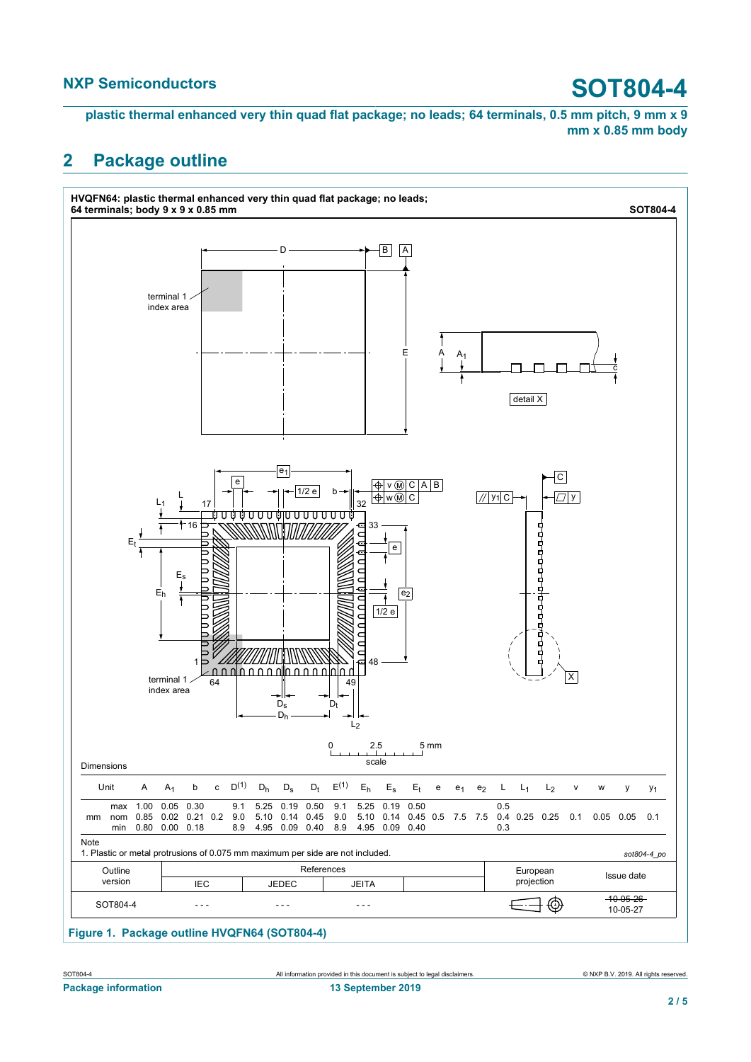plastic thermal enhanced very thin quad flat package; no leads; 64 terminals, 0.5 mm pitch, 9 mm x 9 mm x 0.85 mm body

## 2 Package outline

**HVQFN64: plastic thermal enhanced very thin quad flat package; no leads; 64 terminals; body 9 x 9 x 0.85 mm** **SOT804-4**

Dimensions

| Unit | | A | $A_1$ | b | c | $D^{(1)}$ | $D_h$ | $D_s$ | $D_t$ | $E^{(1)}$ | $E_h$ | $E_s$ | $E_t$ | e | $e_1$ | $e_2$ | L | $L_1$ | $L_2$ | v | w | y | $y_1$ |
|---|---|---|---|---|---|---|---|---|---|---|---|---|---|---|---|---|---|---|---|---|---|---|---|
| mm | max | 1.00 | 0.05 | 0.30 | | 9.1 | 5.25 | 0.19 | 0.50 | 9.1 | 5.25 | 0.19 | 0.50 | | | | 0.5 | | | | | | |
| | nom | 0.85 | 0.02 | 0.21 | 0.2 | 9.0 | 5.10 | 0.14 | 0.45 | 9.0 | 5.10 | 0.14 | 0.45 | 0.5 | 7.5 | 7.5 | 0.4 | 0.25 | 0.25 | 0.1 | 0.05 | 0.05 | 0.1 |
| | min | 0.80 | 0.00 | 0.18 | | 8.9 | 4.95 | 0.09 | 0.40 | 8.9 | 4.95 | 0.09 | 0.40 | | | | 0.3 | | | | | | |

Note

1. Plastic or metal protrusions of 0.075 mm maximum per side are not included.

sot804-4_po

| Outline version | References | | | | European projection | Issue date |
|---|---|---|---|---|---|---|
| | IEC | JEDEC | JEITA | | | |
| SOT804-4 | - - - | - - - | - - - | | | ~~10-05-26~~ 10-05-27 |

**Figure 1. Package outline HVQFN64 (SOT804-4)**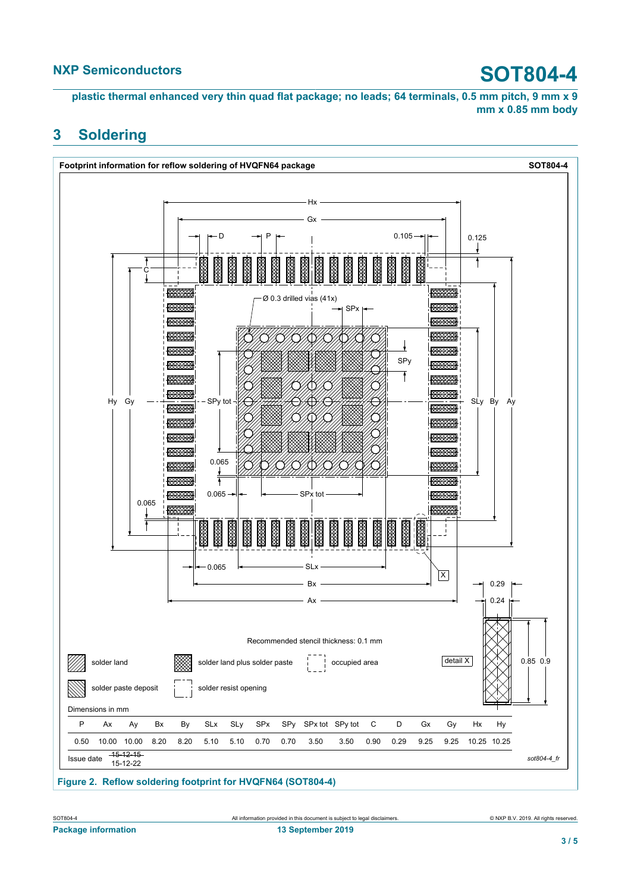## 3 Soldering

**Footprint information for reflow soldering of HVQFN64 package** SOT804-4

Recommended stencil thickness: 0.1 mm

Dimensions in mm

| P | Ax | Ay | Bx | By | SLx | SLy | SPx | SPy | SPx tot | SPy tot | C | D | Gx | Gy | Hx | Hy |
|---|---|---|---|---|---|---|---|---|---|---|---|---|---|---|---|---|
| 0.50 | 10.00 | 10.00 | 8.20 | 8.20 | 5.10 | 5.10 | 0.70 | 0.70 | 3.50 | 3.50 | 0.90 | 0.29 | 9.25 | 9.25 | 10.25 | 10.25 |

Issue date ~~15-12-15~~ 15-12-22

sot804-4_fr

**Figure 2. Reflow soldering footprint for HVQFN64 (SOT804-4)**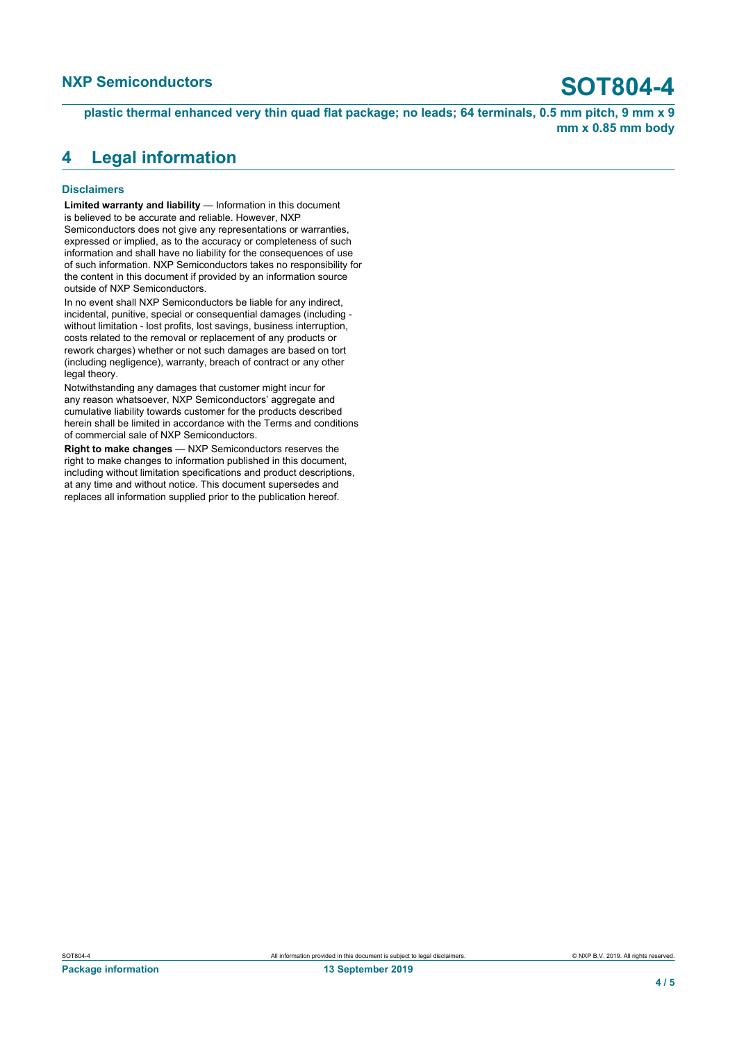## 4 Legal information

### Disclaimers

**Limited warranty and liability** — Information in this document is believed to be accurate and reliable. However, NXP Semiconductors does not give any representations or warranties, expressed or implied, as to the accuracy or completeness of such information and shall have no liability for the consequences of use of such information. NXP Semiconductors takes no responsibility for the content in this document if provided by an information source outside of NXP Semiconductors.

In no event shall NXP Semiconductors be liable for any indirect, incidental, punitive, special or consequential damages (including - without limitation - lost profits, lost savings, business interruption, costs related to the removal or replacement of any products or rework charges) whether or not such damages are based on tort (including negligence), warranty, breach of contract or any other legal theory.

Notwithstanding any damages that customer might incur for any reason whatsoever, NXP Semiconductors' aggregate and cumulative liability towards customer for the products described herein shall be limited in accordance with the Terms and conditions of commercial sale of NXP Semiconductors.

**Right to make changes** — NXP Semiconductors reserves the right to make changes to information published in this document, including without limitation specifications and product descriptions, at any time and without notice. This document supersedes and replaces all information supplied prior to the publication hereof.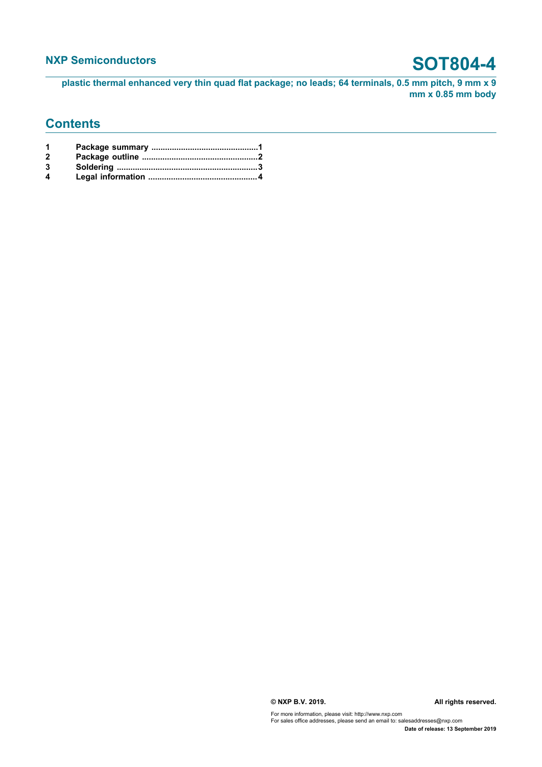## Contents

| | | |
|---|---|---|
| 1 | Package summary | 1 |
| 2 | Package outline | 2 |
| 3 | Soldering | 3 |
| 4 | Legal information | 4 |

**© NXP B.V. 2019. All rights reserved.**

For more information, please visit: http://www.nxp.com
For sales office addresses, please send an email to: salesaddresses@nxp.com

**Date of release: 13 September 2019**